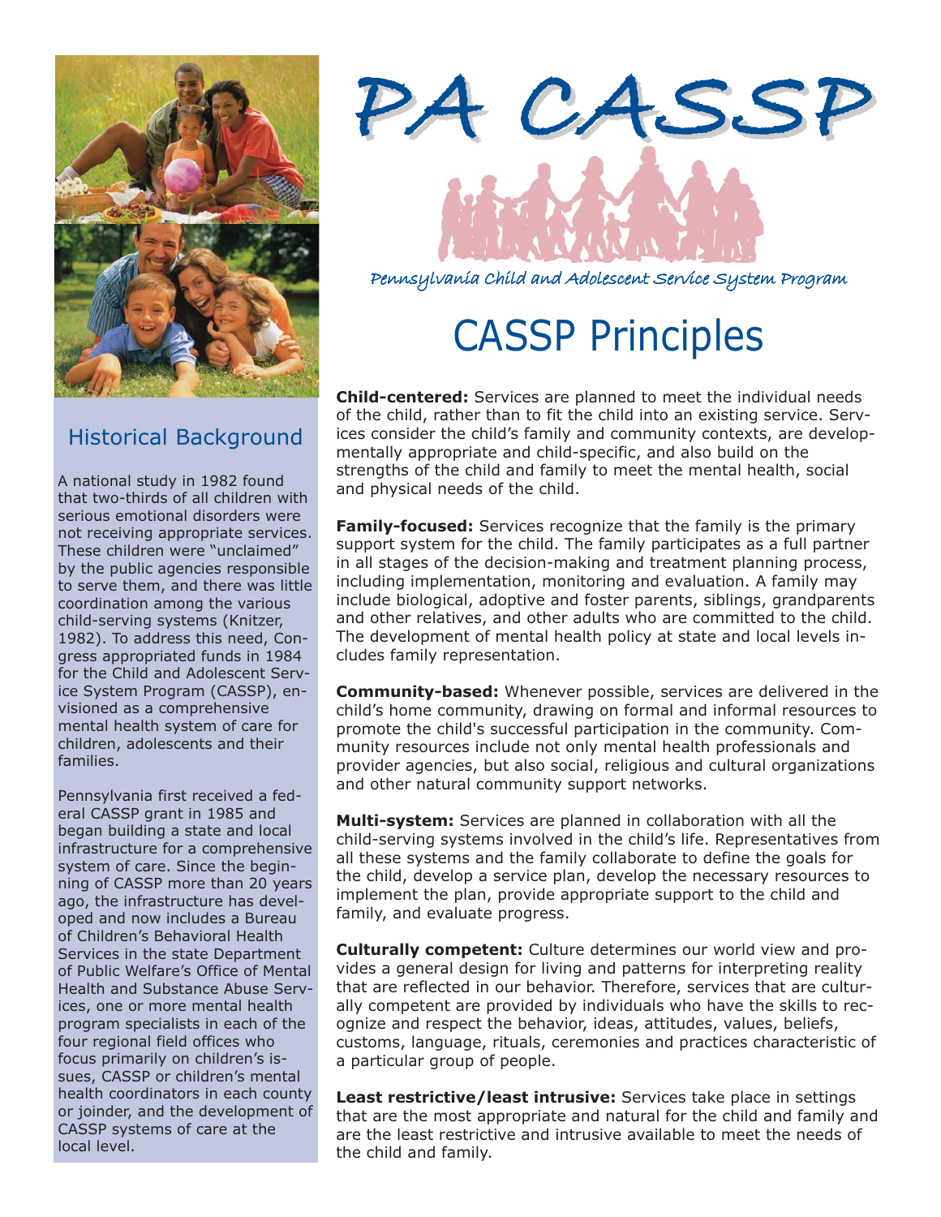# PA CASSP

*Pennsylvania Child and Adolescent Service System Program*

## CASSP Principles

**Child-centered:** Services are planned to meet the individual needs of the child, rather than to fit the child into an existing service. Services consider the child's family and community contexts, are developmentally appropriate and child-specific, and also build on the strengths of the child and family to meet the mental health, social and physical needs of the child.

**Family-focused:** Services recognize that the family is the primary support system for the child. The family participates as a full partner in all stages of the decision-making and treatment planning process, including implementation, monitoring and evaluation. A family may include biological, adoptive and foster parents, siblings, grandparents and other relatives, and other adults who are committed to the child. The development of mental health policy at state and local levels includes family representation.

**Community-based:** Whenever possible, services are delivered in the child's home community, drawing on formal and informal resources to promote the child's successful participation in the community. Community resources include not only mental health professionals and provider agencies, but also social, religious and cultural organizations and other natural community support networks.

**Multi-system:** Services are planned in collaboration with all the child-serving systems involved in the child's life. Representatives from all these systems and the family collaborate to define the goals for the child, develop a service plan, develop the necessary resources to implement the plan, provide appropriate support to the child and family, and evaluate progress.

**Culturally competent:** Culture determines our world view and provides a general design for living and patterns for interpreting reality that are reflected in our behavior. Therefore, services that are culturally competent are provided by individuals who have the skills to recognize and respect the behavior, ideas, attitudes, values, beliefs, customs, language, rituals, ceremonies and practices characteristic of a particular group of people.

**Least restrictive/least intrusive:** Services take place in settings that are the most appropriate and natural for the child and family and are the least restrictive and intrusive available to meet the needs of the child and family.

## Historical Background

A national study in 1982 found that two-thirds of all children with serious emotional disorders were not receiving appropriate services. These children were "unclaimed" by the public agencies responsible to serve them, and there was little coordination among the various child-serving systems (Knitzer, 1982). To address this need, Congress appropriated funds in 1984 for the Child and Adolescent Service System Program (CASSP), envisioned as a comprehensive mental health system of care for children, adolescents and their families.

Pennsylvania first received a federal CASSP grant in 1985 and began building a state and local infrastructure for a comprehensive system of care. Since the beginning of CASSP more than 20 years ago, the infrastructure has developed and now includes a Bureau of Children's Behavioral Health Services in the state Department of Public Welfare's Office of Mental Health and Substance Abuse Services, one or more mental health program specialists in each of the four regional field offices who focus primarily on children's issues, CASSP or children's mental health coordinators in each county or joinder, and the development of CASSP systems of care at the local level.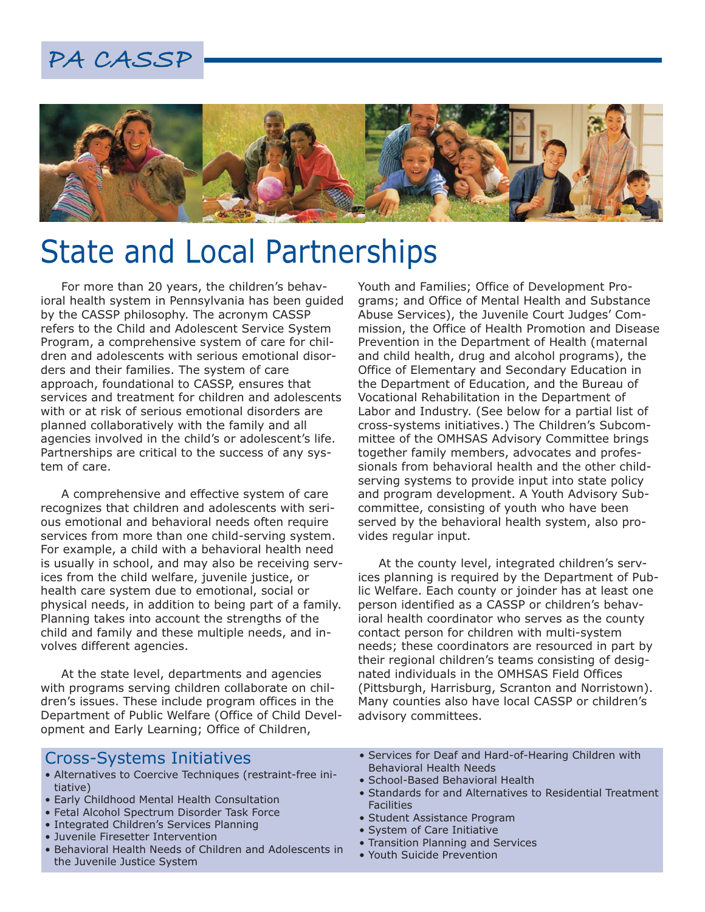PA CASSP

# State and Local Partnerships

For more than 20 years, the children's behavioral health system in Pennsylvania has been guided by the CASSP philosophy. The acronym CASSP refers to the Child and Adolescent Service System Program, a comprehensive system of care for children and adolescents with serious emotional disorders and their families. The system of care approach, foundational to CASSP, ensures that services and treatment for children and adolescents with or at risk of serious emotional disorders are planned collaboratively with the family and all agencies involved in the child's or adolescent's life. Partnerships are critical to the success of any system of care.

A comprehensive and effective system of care recognizes that children and adolescents with serious emotional and behavioral needs often require services from more than one child-serving system. For example, a child with a behavioral health need is usually in school, and may also be receiving services from the child welfare, juvenile justice, or health care system due to emotional, social or physical needs, in addition to being part of a family. Planning takes into account the strengths of the child and family and these multiple needs, and involves different agencies.

At the state level, departments and agencies with programs serving children collaborate on children's issues. These include program offices in the Department of Public Welfare (Office of Child Development and Early Learning; Office of Children, Youth and Families; Office of Development Programs; and Office of Mental Health and Substance Abuse Services), the Juvenile Court Judges' Commission, the Office of Health Promotion and Disease Prevention in the Department of Health (maternal and child health, drug and alcohol programs), the Office of Elementary and Secondary Education in the Department of Education, and the Bureau of Vocational Rehabilitation in the Department of Labor and Industry. (See below for a partial list of cross-systems initiatives.) The Children's Subcommittee of the OMHSAS Advisory Committee brings together family members, advocates and professionals from behavioral health and the other child-serving systems to provide input into state policy and program development. A Youth Advisory Subcommittee, consisting of youth who have been served by the behavioral health system, also provides regular input.

At the county level, integrated children's services planning is required by the Department of Public Welfare. Each county or joinder has at least one person identified as a CASSP or children's behavioral health coordinator who serves as the county contact person for children with multi-system needs; these coordinators are resourced in part by their regional children's teams consisting of designated individuals in the OMHSAS Field Offices (Pittsburgh, Harrisburg, Scranton and Norristown). Many counties also have local CASSP or children's advisory committees.

## Cross-Systems Initiatives

- Alternatives to Coercive Techniques (restraint-free initiative)
- Early Childhood Mental Health Consultation
- Fetal Alcohol Spectrum Disorder Task Force
- Integrated Children's Services Planning
- Juvenile Firesetter Intervention
- Behavioral Health Needs of Children and Adolescents in the Juvenile Justice System
- Services for Deaf and Hard-of-Hearing Children with Behavioral Health Needs
- School-Based Behavioral Health
- Standards for and Alternatives to Residential Treatment Facilities
- Student Assistance Program
- System of Care Initiative
- Transition Planning and Services
- Youth Suicide Prevention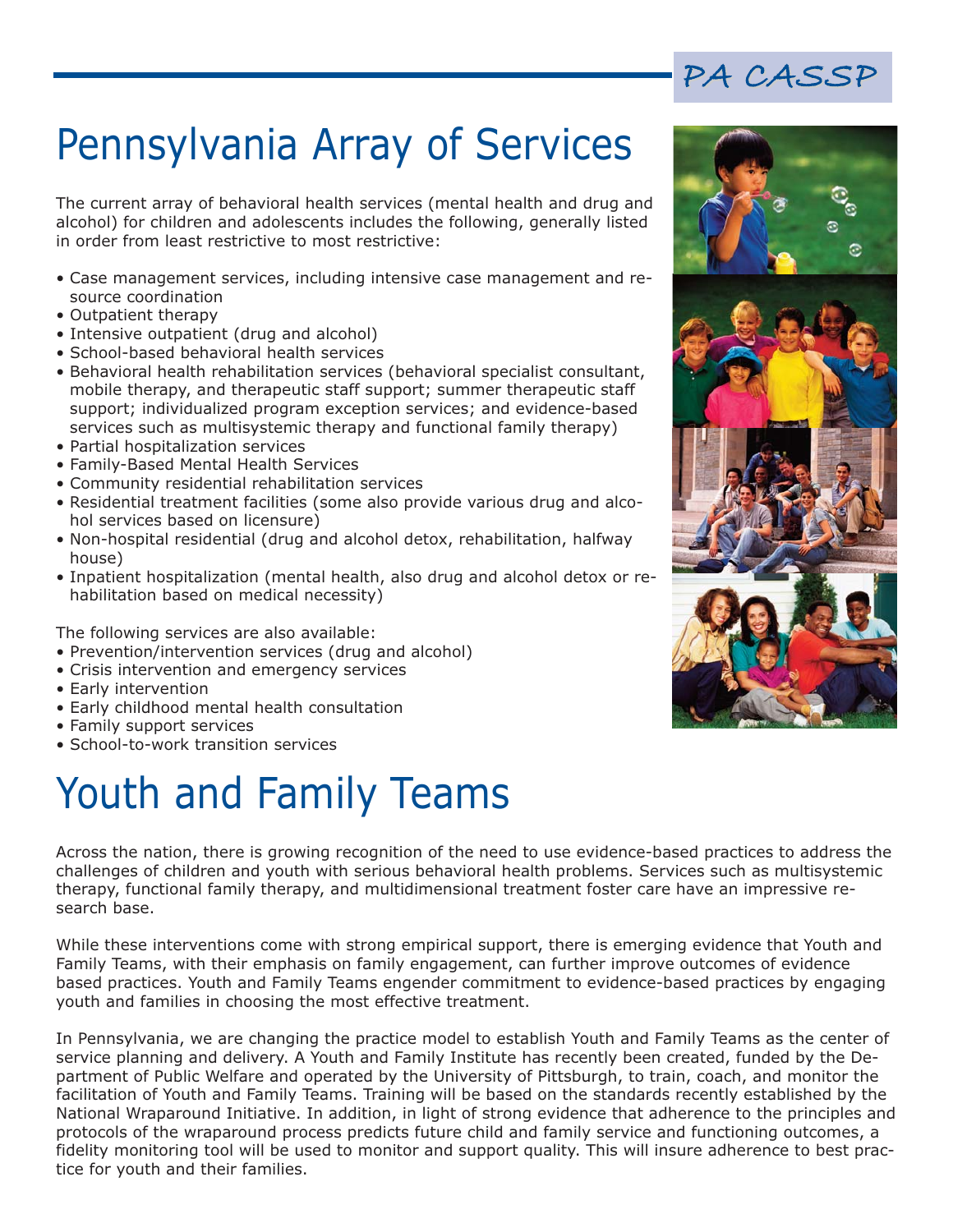# Pennsylvania Array of Services

The current array of behavioral health services (mental health and drug and alcohol) for children and adolescents includes the following, generally listed in order from least restrictive to most restrictive:

- Case management services, including intensive case management and resource coordination
- Outpatient therapy
- Intensive outpatient (drug and alcohol)
- School-based behavioral health services
- Behavioral health rehabilitation services (behavioral specialist consultant, mobile therapy, and therapeutic staff support; summer therapeutic staff support; individualized program exception services; and evidence-based services such as multisystemic therapy and functional family therapy)
- Partial hospitalization services
- Family-Based Mental Health Services
- Community residential rehabilitation services
- Residential treatment facilities (some also provide various drug and alcohol services based on licensure)
- Non-hospital residential (drug and alcohol detox, rehabilitation, halfway house)
- Inpatient hospitalization (mental health, also drug and alcohol detox or rehabilitation based on medical necessity)

The following services are also available:

- Prevention/intervention services (drug and alcohol)
- Crisis intervention and emergency services
- Early intervention
- Early childhood mental health consultation
- Family support services
- School-to-work transition services

# Youth and Family Teams

Across the nation, there is growing recognition of the need to use evidence-based practices to address the challenges of children and youth with serious behavioral health problems. Services such as multisystemic therapy, functional family therapy, and multidimensional treatment foster care have an impressive research base.

While these interventions come with strong empirical support, there is emerging evidence that Youth and Family Teams, with their emphasis on family engagement, can further improve outcomes of evidence based practices. Youth and Family Teams engender commitment to evidence-based practices by engaging youth and families in choosing the most effective treatment.

In Pennsylvania, we are changing the practice model to establish Youth and Family Teams as the center of service planning and delivery. A Youth and Family Institute has recently been created, funded by the Department of Public Welfare and operated by the University of Pittsburgh, to train, coach, and monitor the facilitation of Youth and Family Teams. Training will be based on the standards recently established by the National Wraparound Initiative. In addition, in light of strong evidence that adherence to the principles and protocols of the wraparound process predicts future child and family service and functioning outcomes, a fidelity monitoring tool will be used to monitor and support quality. This will insure adherence to best practice for youth and their families.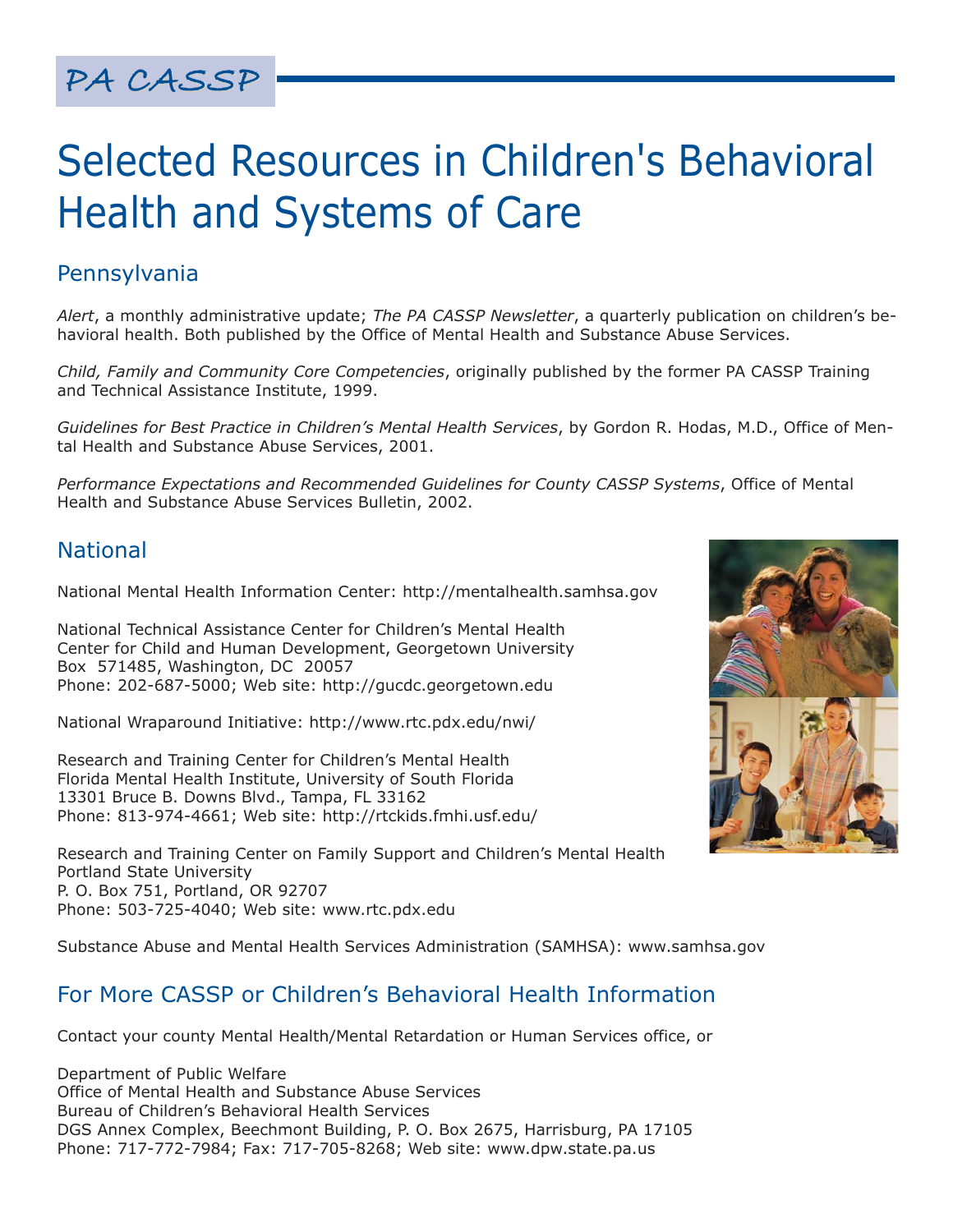PA CASSP

# Selected Resources in Children's Behavioral Health and Systems of Care

## Pennsylvania

*Alert*, a monthly administrative update; *The PA CASSP Newsletter*, a quarterly publication on children's behavioral health. Both published by the Office of Mental Health and Substance Abuse Services.

*Child, Family and Community Core Competencies*, originally published by the former PA CASSP Training and Technical Assistance Institute, 1999.

*Guidelines for Best Practice in Children's Mental Health Services*, by Gordon R. Hodas, M.D., Office of Mental Health and Substance Abuse Services, 2001.

*Performance Expectations and Recommended Guidelines for County CASSP Systems*, Office of Mental Health and Substance Abuse Services Bulletin, 2002.

## National

National Mental Health Information Center: http://mentalhealth.samhsa.gov

National Technical Assistance Center for Children's Mental Health
Center for Child and Human Development, Georgetown University
Box 571485, Washington, DC 20057
Phone: 202-687-5000; Web site: http://gucdc.georgetown.edu

National Wraparound Initiative: http://www.rtc.pdx.edu/nwi/

Research and Training Center for Children's Mental Health
Florida Mental Health Institute, University of South Florida
13301 Bruce B. Downs Blvd., Tampa, FL 33162
Phone: 813-974-4661; Web site: http://rtckids.fmhi.usf.edu/

Research and Training Center on Family Support and Children's Mental Health
Portland State University
P. O. Box 751, Portland, OR 92707
Phone: 503-725-4040; Web site: www.rtc.pdx.edu

Substance Abuse and Mental Health Services Administration (SAMHSA): www.samhsa.gov

## For More CASSP or Children's Behavioral Health Information

Contact your county Mental Health/Mental Retardation or Human Services office, or

Department of Public Welfare
Office of Mental Health and Substance Abuse Services
Bureau of Children's Behavioral Health Services
DGS Annex Complex, Beechmont Building, P. O. Box 2675, Harrisburg, PA 17105
Phone: 717-772-7984; Fax: 717-705-8268; Web site: www.dpw.state.pa.us